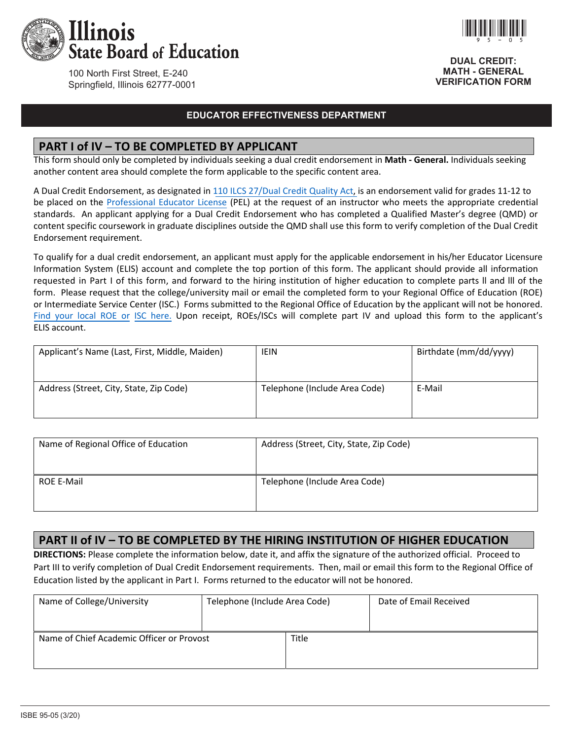# Illinois State Board of Education

100 North First Street, E-240
Springfield, Illinois 62777-0001

**DUAL CREDIT: MATH - GENERAL VERIFICATION FORM**

**EDUCATOR EFFECTIVENESS DEPARTMENT**

## PART I of IV – TO BE COMPLETED BY APPLICANT

This form should only be completed by individuals seeking a dual credit endorsement in **Math - General.** Individuals seeking another content area should complete the form applicable to the specific content area.

A Dual Credit Endorsement, as designated in 110 ILCS 27/Dual Credit Quality Act, is an endorsement valid for grades 11-12 to be placed on the Professional Educator License (PEL) at the request of an instructor who meets the appropriate credential standards. An applicant applying for a Dual Credit Endorsement who has completed a Qualified Master's degree (QMD) or content specific coursework in graduate disciplines outside the QMD shall use this form to verify completion of the Dual Credit Endorsement requirement.

To qualify for a dual credit endorsement, an applicant must apply for the applicable endorsement in his/her Educator Licensure Information System (ELIS) account and complete the top portion of this form. The applicant should provide all information requested in Part I of this form, and forward to the hiring institution of higher education to complete parts II and III of the form. Please request that the college/university mail or email the completed form to your Regional Office of Education (ROE) or Intermediate Service Center (ISC.) Forms submitted to the Regional Office of Education by the applicant will not be honored. Find your local ROE or ISC here. Upon receipt, ROEs/ISCs will complete part IV and upload this form to the applicant's ELIS account.

| Applicant's Name (Last, First, Middle, Maiden) | IEIN | Birthdate (mm/dd/yyyy) |
|---|---|---|
| | | |
| **Address (Street, City, State, Zip Code)** | **Telephone (Include Area Code)** | **E-Mail** |
| | | |

| Name of Regional Office of Education | Address (Street, City, State, Zip Code) |
|---|---|
| | |
| **ROE E-Mail** | **Telephone (Include Area Code)** |
| | |

## PART II of IV – TO BE COMPLETED BY THE HIRING INSTITUTION OF HIGHER EDUCATION

**DIRECTIONS:** Please complete the information below, date it, and affix the signature of the authorized official. Proceed to Part III to verify completion of Dual Credit Endorsement requirements. Then, mail or email this form to the Regional Office of Education listed by the applicant in Part I. Forms returned to the educator will not be honored.

| Name of College/University | Telephone (Include Area Code) | Date of Email Received |
|---|---|---|
| | | |

| Name of Chief Academic Officer or Provost | Title |
|---|---|
| | |

ISBE 95-05 (3/20)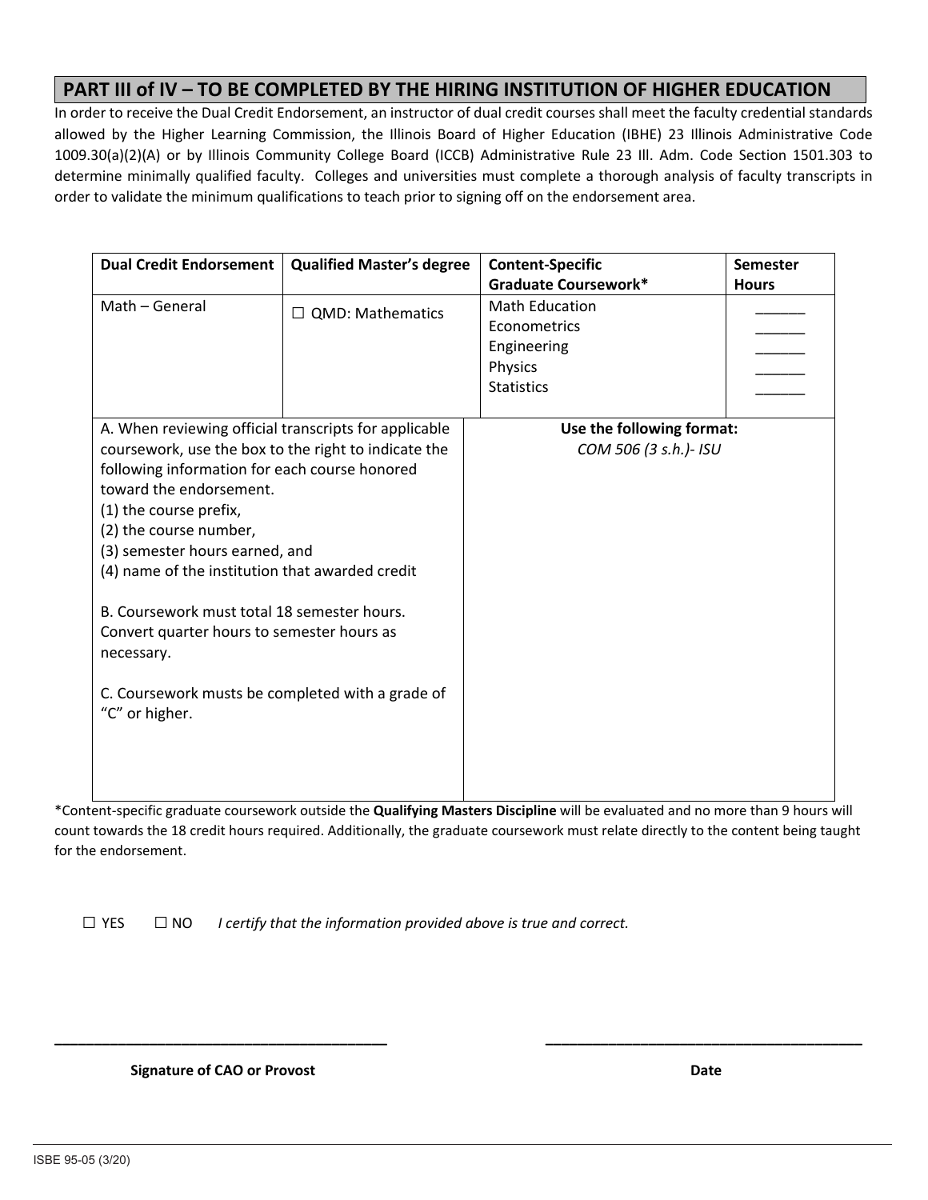## PART III of IV – TO BE COMPLETED BY THE HIRING INSTITUTION OF HIGHER EDUCATION

In order to receive the Dual Credit Endorsement, an instructor of dual credit courses shall meet the faculty credential standards allowed by the Higher Learning Commission, the Illinois Board of Higher Education (IBHE) 23 Illinois Administrative Code 1009.30(a)(2)(A) or by Illinois Community College Board (ICCB) Administrative Rule 23 Ill. Adm. Code Section 1501.303 to determine minimally qualified faculty. Colleges and universities must complete a thorough analysis of faculty transcripts in order to validate the minimum qualifications to teach prior to signing off on the endorsement area.

| Dual Credit Endorsement | Qualified Master's degree | Content-Specific Graduate Coursework* | Semester Hours |
|---|---|---|---|
| Math – General | ☐ QMD: Mathematics | Math Education<br>Econometrics<br>Engineering<br>Physics<br>Statistics | \_\_\_\_\_\_<br>\_\_\_\_\_\_<br>\_\_\_\_\_\_<br>\_\_\_\_\_\_<br>\_\_\_\_\_\_ |

| | |
|---|---|
| A. When reviewing official transcripts for applicable coursework, use the box to the right to indicate the following information for each course honored toward the endorsement.<br>(1) the course prefix,<br>(2) the course number,<br>(3) semester hours earned, and<br>(4) name of the institution that awarded credit<br><br>B. Coursework must total 18 semester hours. Convert quarter hours to semester hours as necessary.<br><br>C. Coursework musts be completed with a grade of "C" or higher. | **Use the following format:**<br>*COM 506 (3 s.h.)- ISU* |

*Content-specific graduate coursework outside the **Qualifying Masters Discipline** will be evaluated and no more than 9 hours will count towards the 18 credit hours required. Additionally, the graduate coursework must relate directly to the content being taught for the endorsement.

☐ YES ☐ NO *I certify that the information provided above is true and correct.*

\_\_\_\_\_\_\_\_\_\_\_\_\_\_\_\_\_\_\_\_\_\_\_\_\_\_\_\_\_\_\_\_\_\_\_\_\_\_\_\_ \_\_\_\_\_\_\_\_\_\_\_\_\_\_\_\_\_\_\_\_\_\_\_\_\_\_\_\_\_\_\_\_\_\_\_\_\_\_\_\_

**Signature of CAO or Provost** **Date**

ISBE 95-05 (3/20)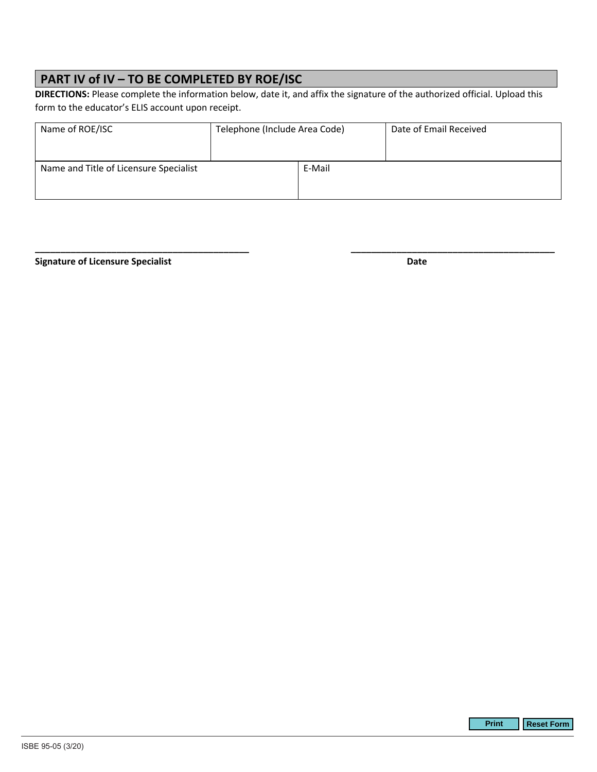## PART IV of IV – TO BE COMPLETED BY ROE/ISC

**DIRECTIONS:** Please complete the information below, date it, and affix the signature of the authorized official. Upload this form to the educator's ELIS account upon receipt.

| Name of ROE/ISC | Telephone (Include Area Code) | Date of Email Received |
|---|---|---|
| | | |

| Name and Title of Licensure Specialist | E-Mail |
|---|---|
| | |

\_\_\_\_\_\_\_\_\_\_\_\_\_\_\_\_\_\_\_\_\_\_\_\_\_\_\_\_\_\_\_\_\_\_\_\_\_\_\_\_
**Signature of Licensure Specialist**

\_\_\_\_\_\_\_\_\_\_\_\_\_\_\_\_\_\_\_\_\_\_\_\_\_\_\_\_\_\_\_\_\_\_\_\_\_\_\_\_
**Date**

Print | Reset Form

ISBE 95-05 (3/20)